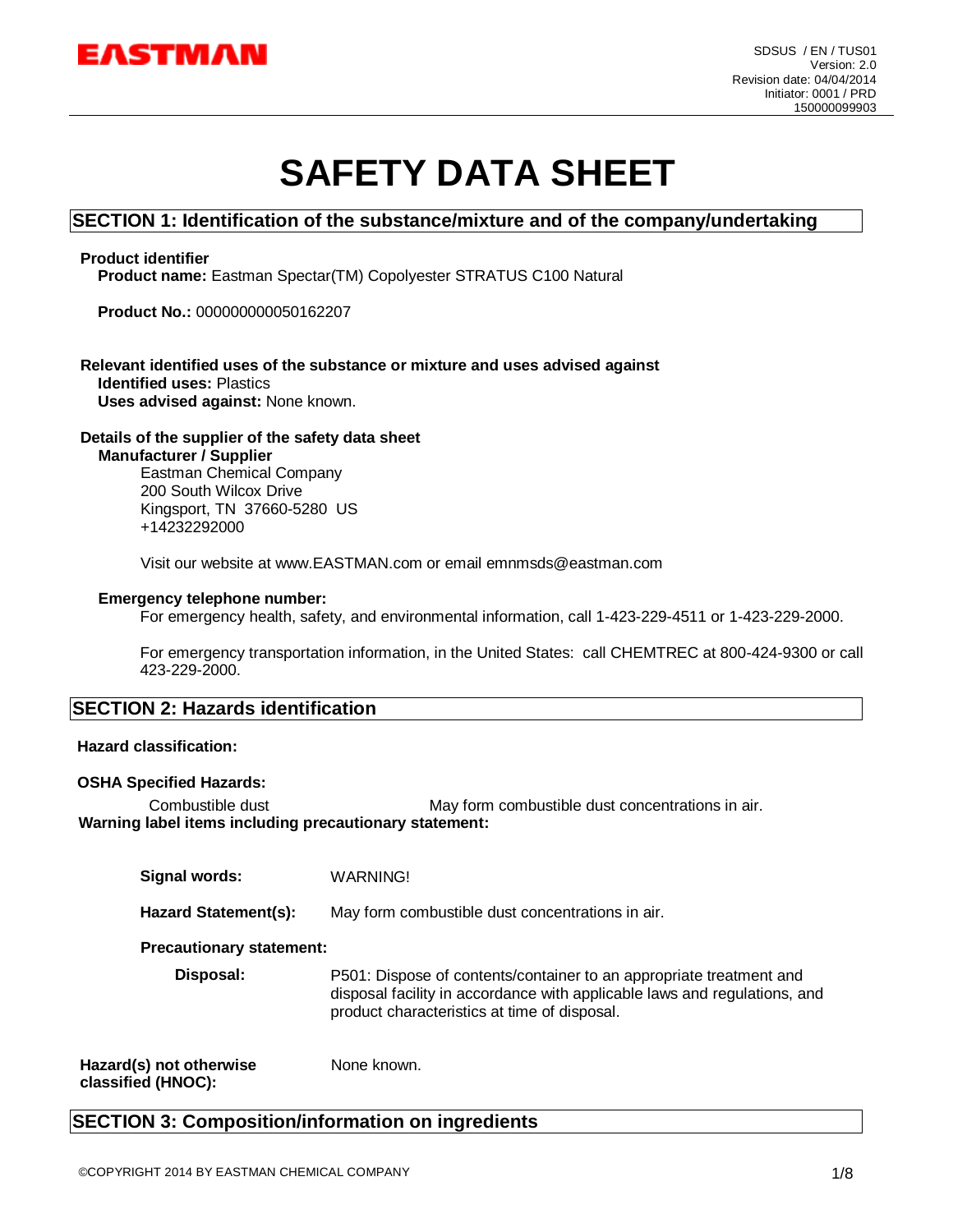EASTMAN

SDSUS / EN / TUS01
Version: 2.0
Revision date: 04/04/2014
Initiator: 0001 / PRD
150000099903

# SAFETY DATA SHEET

## SECTION 1: Identification of the substance/mixture and of the company/undertaking

**Product identifier**

**Product name:** Eastman Spectar(TM) Copolyester STRATUS C100 Natural

**Product No.:** 000000000050162207

**Relevant identified uses of the substance or mixture and uses advised against**

**Identified uses:** Plastics
**Uses advised against:** None known.

**Details of the supplier of the safety data sheet**

**Manufacturer / Supplier**

Eastman Chemical Company
200 South Wilcox Drive
Kingsport, TN 37660-5280 US
+14232292000

Visit our website at www.EASTMAN.com or email emnmsds@eastman.com

**Emergency telephone number:**

For emergency health, safety, and environmental information, call 1-423-229-4511 or 1-423-229-2000.

For emergency transportation information, in the United States: call CHEMTREC at 800-424-9300 or call 423-229-2000.

## SECTION 2: Hazards identification

**Hazard classification:**

**OSHA Specified Hazards:**

Combustible dust — May form combustible dust concentrations in air.

**Warning label items including precautionary statement:**

**Signal words:** WARNING!

**Hazard Statement(s):** May form combustible dust concentrations in air.

**Precautionary statement:**

**Disposal:** P501: Dispose of contents/container to an appropriate treatment and disposal facility in accordance with applicable laws and regulations, and product characteristics at time of disposal.

**Hazard(s) not otherwise classified (HNOC):** None known.

## SECTION 3: Composition/information on ingredients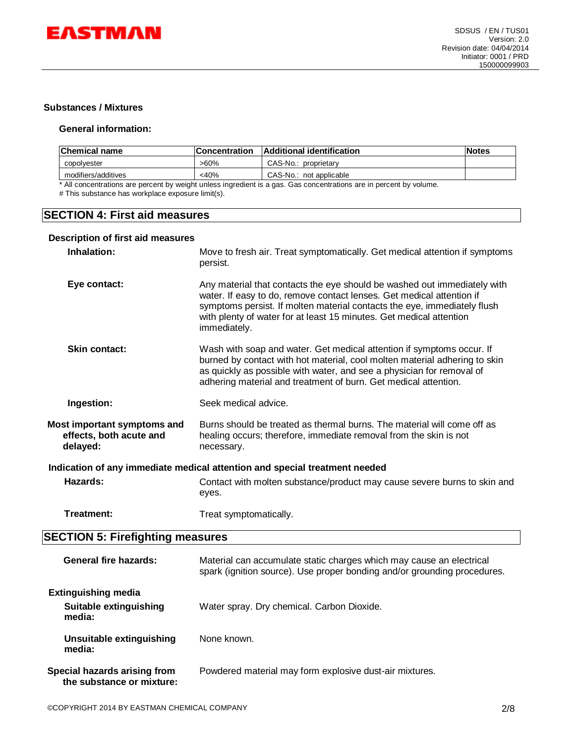### Substances / Mixtures

#### General information:

| Chemical name | Concentration | Additional identification | Notes |
|---|---|---|---|
| copolyester | >60% | CAS-No.: proprietary | |
| modifiers/additives | <40% | CAS-No.: not applicable | |

* All concentrations are percent by weight unless ingredient is a gas. Gas concentrations are in percent by volume.
# This substance has workplace exposure limit(s).

## SECTION 4: First aid measures

### Description of first aid measures

**Inhalation:** Move to fresh air. Treat symptomatically. Get medical attention if symptoms persist.

**Eye contact:** Any material that contacts the eye should be washed out immediately with water. If easy to do, remove contact lenses. Get medical attention if symptoms persist. If molten material contacts the eye, immediately flush with plenty of water for at least 15 minutes. Get medical attention immediately.

**Skin contact:** Wash with soap and water. Get medical attention if symptoms occur. If burned by contact with hot material, cool molten material adhering to skin as quickly as possible with water, and see a physician for removal of adhering material and treatment of burn. Get medical attention.

**Ingestion:** Seek medical advice.

**Most important symptoms and effects, both acute and delayed:** Burns should be treated as thermal burns. The material will come off as healing occurs; therefore, immediate removal from the skin is not necessary.

### Indication of any immediate medical attention and special treatment needed

**Hazards:** Contact with molten substance/product may cause severe burns to skin and eyes.

**Treatment:** Treat symptomatically.

## SECTION 5: Firefighting measures

**General fire hazards:** Material can accumulate static charges which may cause an electrical spark (ignition source). Use proper bonding and/or grounding procedures.

### Extinguishing media

**Suitable extinguishing media:** Water spray. Dry chemical. Carbon Dioxide.

**Unsuitable extinguishing media:** None known.

**Special hazards arising from the substance or mixture:** Powdered material may form explosive dust-air mixtures.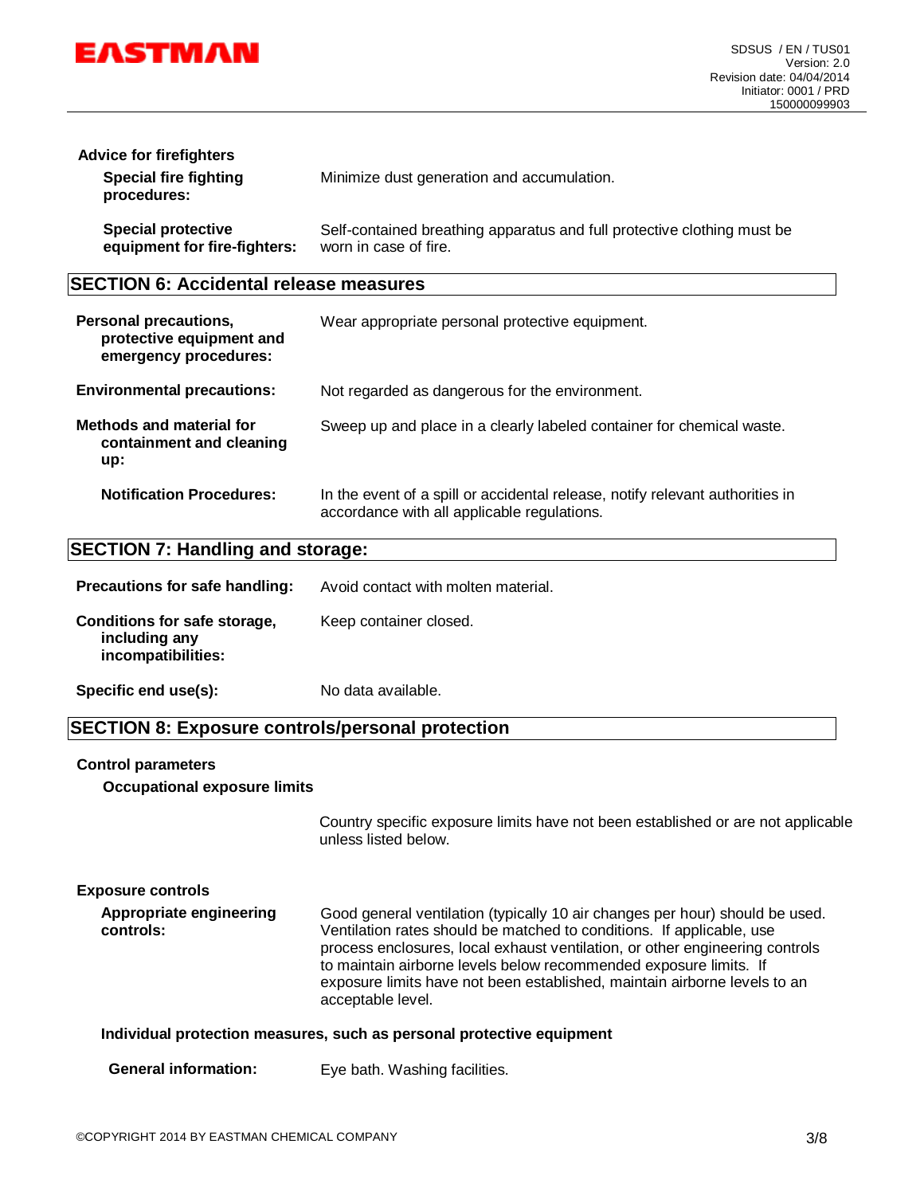**Advice for firefighters**

**Special fire fighting procedures:** Minimize dust generation and accumulation.

**Special protective equipment for fire-fighters:** Self-contained breathing apparatus and full protective clothing must be worn in case of fire.

## SECTION 6: Accidental release measures

**Personal precautions, protective equipment and emergency procedures:** Wear appropriate personal protective equipment.

**Environmental precautions:** Not regarded as dangerous for the environment.

**Methods and material for containment and cleaning up:** Sweep up and place in a clearly labeled container for chemical waste.

**Notification Procedures:** In the event of a spill or accidental release, notify relevant authorities in accordance with all applicable regulations.

## SECTION 7: Handling and storage:

**Precautions for safe handling:** Avoid contact with molten material.

**Conditions for safe storage, including any incompatibilities:** Keep container closed.

**Specific end use(s):** No data available.

## SECTION 8: Exposure controls/personal protection

**Control parameters**

**Occupational exposure limits**

Country specific exposure limits have not been established or are not applicable unless listed below.

**Exposure controls**

**Appropriate engineering controls:** Good general ventilation (typically 10 air changes per hour) should be used. Ventilation rates should be matched to conditions. If applicable, use process enclosures, local exhaust ventilation, or other engineering controls to maintain airborne levels below recommended exposure limits. If exposure limits have not been established, maintain airborne levels to an acceptable level.

**Individual protection measures, such as personal protective equipment**

**General information:** Eye bath. Washing facilities.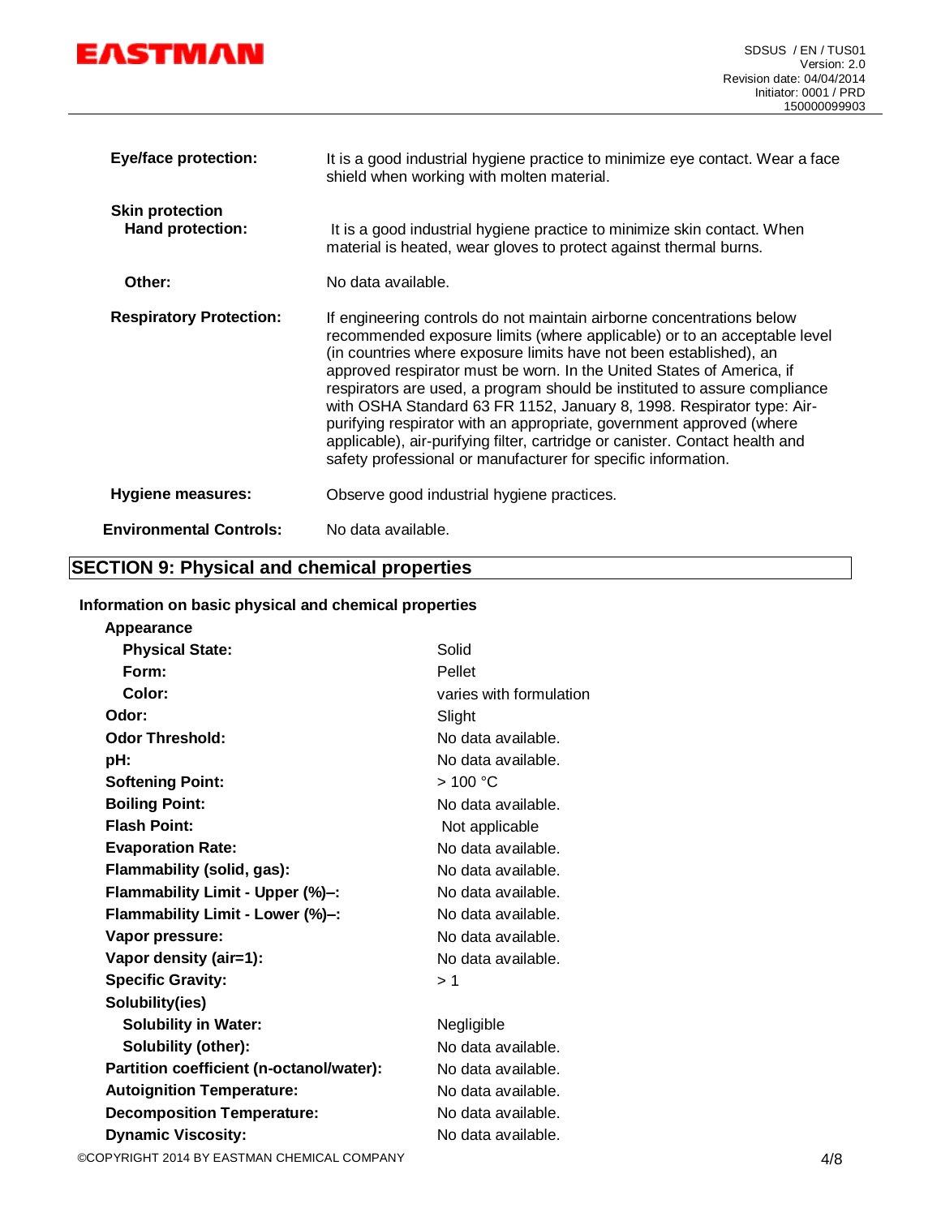**Eye/face protection:** It is a good industrial hygiene practice to minimize eye contact. Wear a face shield when working with molten material.

**Skin protection**

**Hand protection:** It is a good industrial hygiene practice to minimize skin contact. When material is heated, wear gloves to protect against thermal burns.

**Other:** No data available.

**Respiratory Protection:** If engineering controls do not maintain airborne concentrations below recommended exposure limits (where applicable) or to an acceptable level (in countries where exposure limits have not been established), an approved respirator must be worn. In the United States of America, if respirators are used, a program should be instituted to assure compliance with OSHA Standard 63 FR 1152, January 8, 1998. Respirator type: Air-purifying respirator with an appropriate, government approved (where applicable), air-purifying filter, cartridge or canister. Contact health and safety professional or manufacturer for specific information.

**Hygiene measures:** Observe good industrial hygiene practices.

**Environmental Controls:** No data available.

## SECTION 9: Physical and chemical properties

**Information on basic physical and chemical properties**

**Appearance**

| Property | Value |
|---|---|
| **Physical State:** | Solid |
| **Form:** | Pellet |
| **Color:** | varies with formulation |
| **Odor:** | Slight |
| **Odor Threshold:** | No data available. |
| **pH:** | No data available. |
| **Softening Point:** | > 100 °C |
| **Boiling Point:** | No data available. |
| **Flash Point:** | Not applicable |
| **Evaporation Rate:** | No data available. |
| **Flammability (solid, gas):** | No data available. |
| **Flammability Limit - Upper (%)–:** | No data available. |
| **Flammability Limit - Lower (%)–:** | No data available. |
| **Vapor pressure:** | No data available. |
| **Vapor density (air=1):** | No data available. |
| **Specific Gravity:** | > 1 |
| **Solubility(ies)** | |
| **Solubility in Water:** | Negligible |
| **Solubility (other):** | No data available. |
| **Partition coefficient (n-octanol/water):** | No data available. |
| **Autoignition Temperature:** | No data available. |
| **Decomposition Temperature:** | No data available. |
| **Dynamic Viscosity:** | No data available. |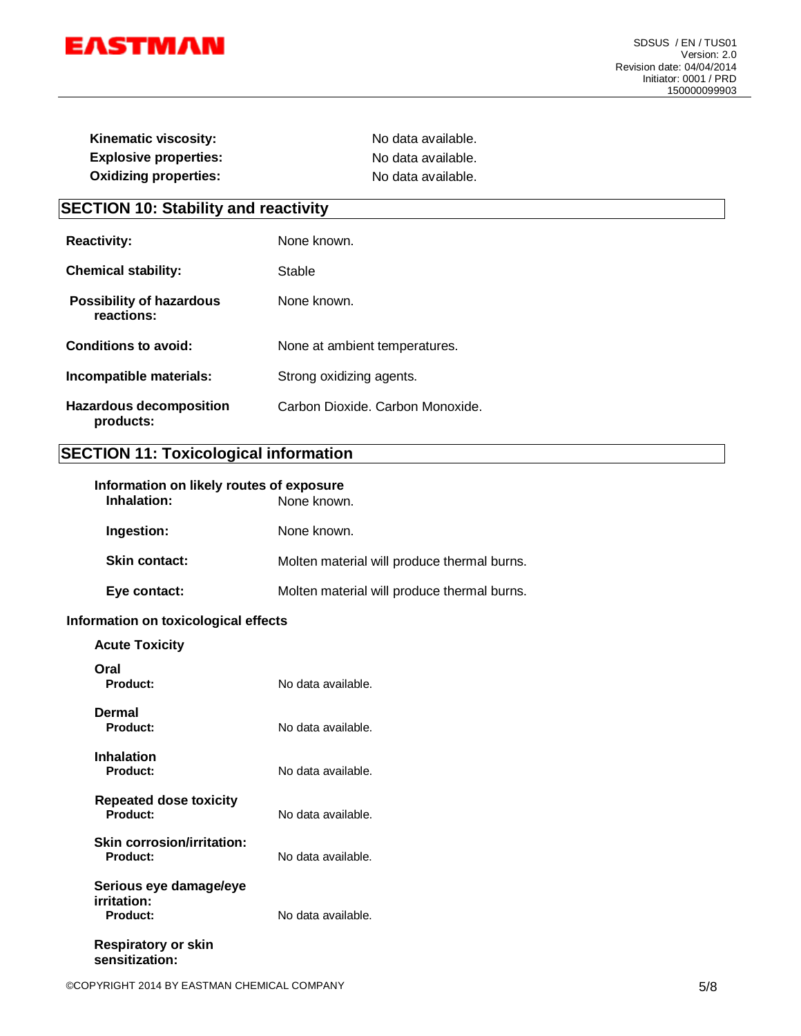**Kinematic viscosity:** No data available.
**Explosive properties:** No data available.
**Oxidizing properties:** No data available.

## SECTION 10: Stability and reactivity

**Reactivity:** None known.

**Chemical stability:** Stable

**Possibility of hazardous reactions:** None known.

**Conditions to avoid:** None at ambient temperatures.

**Incompatible materials:** Strong oxidizing agents.

**Hazardous decomposition products:** Carbon Dioxide. Carbon Monoxide.

## SECTION 11: Toxicological information

**Information on likely routes of exposure**

**Inhalation:** None known.

**Ingestion:** None known.

**Skin contact:** Molten material will produce thermal burns.

**Eye contact:** Molten material will produce thermal burns.

**Information on toxicological effects**

**Acute Toxicity**

**Oral**
**Product:** No data available.

**Dermal**
**Product:** No data available.

**Inhalation**
**Product:** No data available.

**Repeated dose toxicity**
**Product:** No data available.

**Skin corrosion/irritation:**
**Product:** No data available.

**Serious eye damage/eye irritation:**
**Product:** No data available.

**Respiratory or skin sensitization:**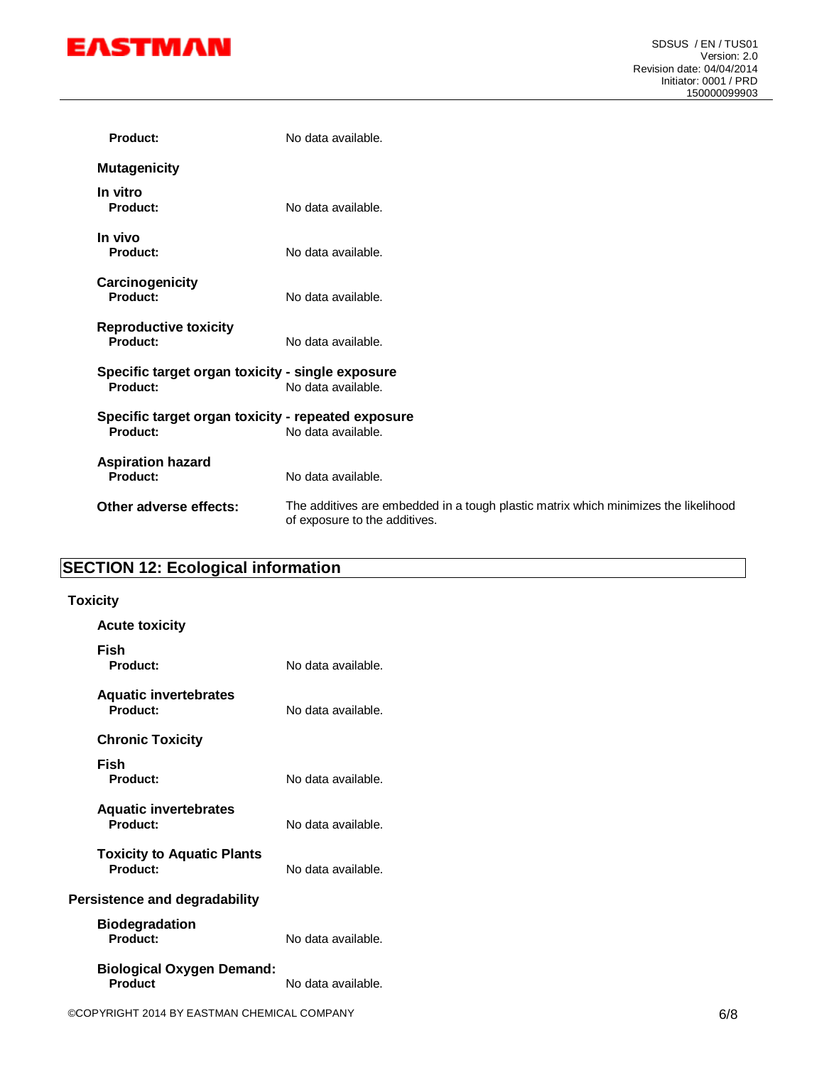**Product:** No data available.

**Mutagenicity**

**In vitro**
**Product:** No data available.

**In vivo**
**Product:** No data available.

**Carcinogenicity**
**Product:** No data available.

**Reproductive toxicity**
**Product:** No data available.

**Specific target organ toxicity - single exposure**
**Product:** No data available.

**Specific target organ toxicity - repeated exposure**
**Product:** No data available.

**Aspiration hazard**
**Product:** No data available.

**Other adverse effects:** The additives are embedded in a tough plastic matrix which minimizes the likelihood of exposure to the additives.

## SECTION 12: Ecological information

**Toxicity**

**Acute toxicity**

**Fish**
**Product:** No data available.

**Aquatic invertebrates**
**Product:** No data available.

**Chronic Toxicity**

**Fish**
**Product:** No data available.

**Aquatic invertebrates**
**Product:** No data available.

**Toxicity to Aquatic Plants**
**Product:** No data available.

**Persistence and degradability**

**Biodegradation**
**Product:** No data available.

**Biological Oxygen Demand:**
**Product** No data available.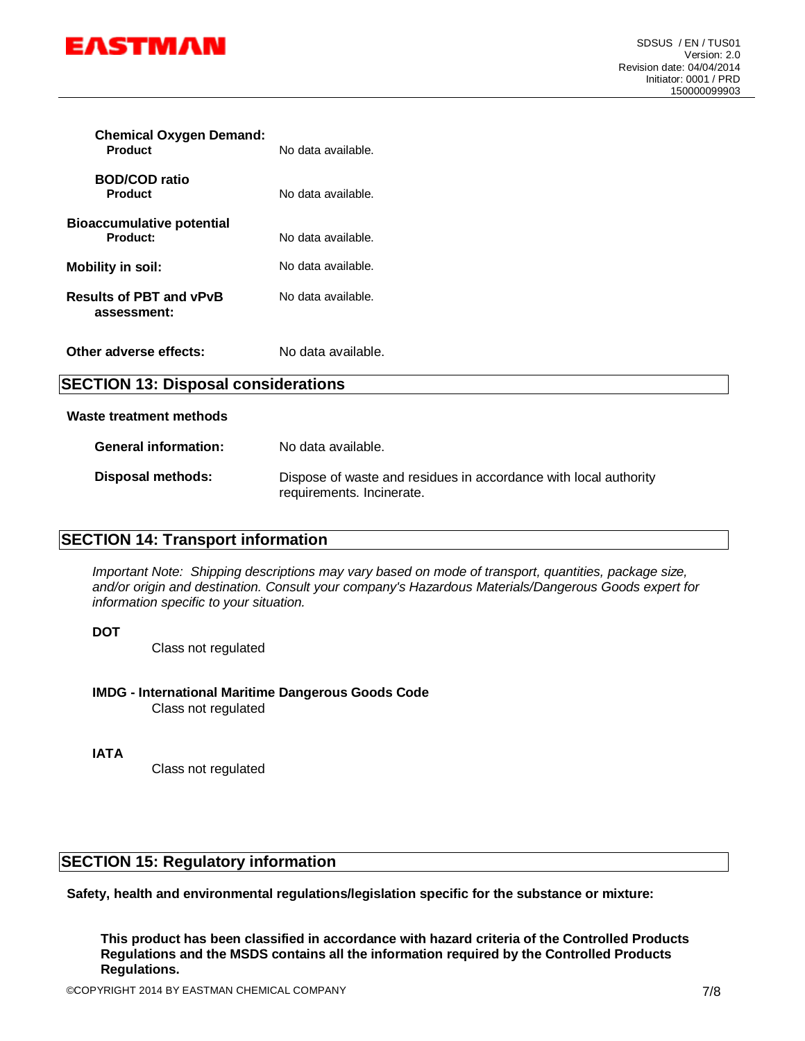**Chemical Oxygen Demand:**

**Product** No data available.

**BOD/COD ratio**

**Product** No data available.

**Bioaccumulative potential**

**Product:** No data available.

**Mobility in soil:** No data available.

**Results of PBT and vPvB assessment:** No data available.

**Other adverse effects:** No data available.

## SECTION 13: Disposal considerations

**Waste treatment methods**

**General information:** No data available.

**Disposal methods:** Dispose of waste and residues in accordance with local authority requirements. Incinerate.

## SECTION 14: Transport information

*Important Note: Shipping descriptions may vary based on mode of transport, quantities, package size, and/or origin and destination. Consult your company's Hazardous Materials/Dangerous Goods expert for information specific to your situation.*

**DOT**

Class not regulated

**IMDG - International Maritime Dangerous Goods Code**

Class not regulated

**IATA**

Class not regulated

## SECTION 15: Regulatory information

**Safety, health and environmental regulations/legislation specific for the substance or mixture:**

**This product has been classified in accordance with hazard criteria of the Controlled Products Regulations and the MSDS contains all the information required by the Controlled Products Regulations.**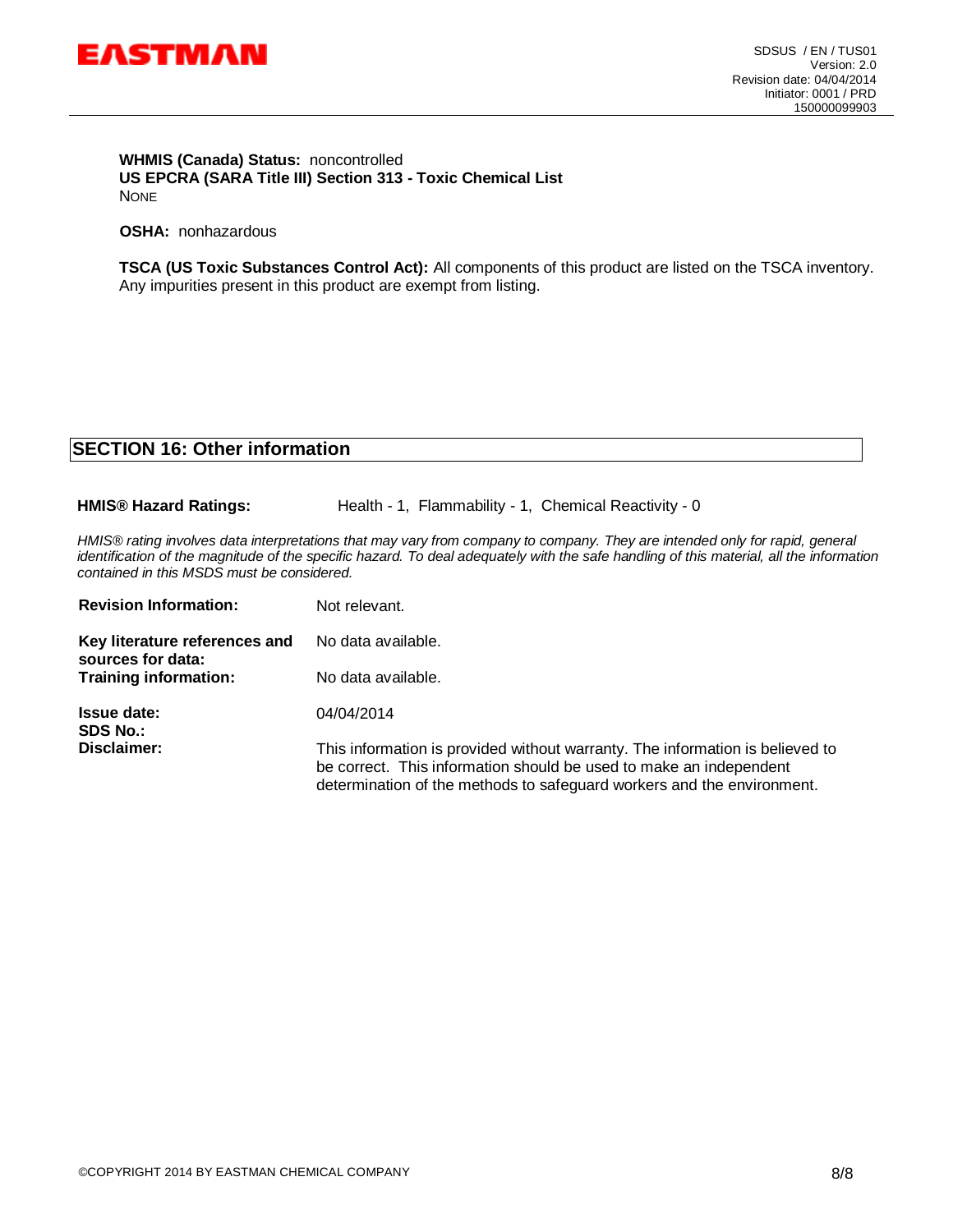**WHMIS (Canada) Status:** noncontrolled

**US EPCRA (SARA Title III) Section 313 - Toxic Chemical List**

NONE

**OSHA:** nonhazardous

**TSCA (US Toxic Substances Control Act):** All components of this product are listed on the TSCA inventory. Any impurities present in this product are exempt from listing.

## SECTION 16: Other information

**HMIS® Hazard Ratings:** Health - 1, Flammability - 1, Chemical Reactivity - 0

*HMIS® rating involves data interpretations that may vary from company to company. They are intended only for rapid, general identification of the magnitude of the specific hazard. To deal adequately with the safe handling of this material, all the information contained in this MSDS must be considered.*

| | |
|---|---|
| **Revision Information:** | Not relevant. |
| **Key literature references and sources for data:** | No data available. |
| **Training information:** | No data available. |
| **Issue date:** | 04/04/2014 |
| **SDS No.:** | |
| **Disclaimer:** | This information is provided without warranty. The information is believed to be correct. This information should be used to make an independent determination of the methods to safeguard workers and the environment. |

©COPYRIGHT 2014 BY EASTMAN CHEMICAL COMPANY